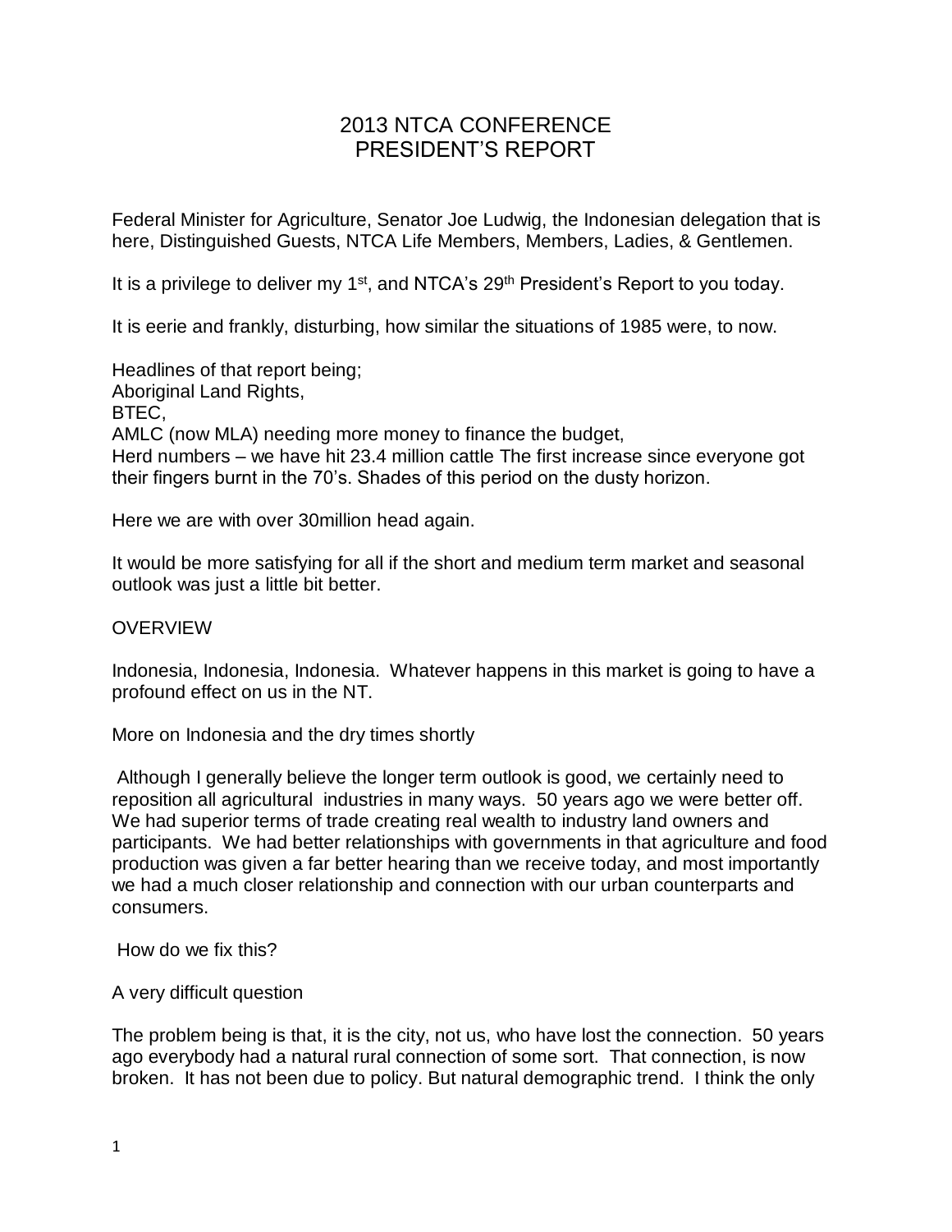# 2013 NTCA CONFERENCE
# PRESIDENT'S REPORT

Federal Minister for Agriculture, Senator Joe Ludwig, the Indonesian delegation that is here, Distinguished Guests, NTCA Life Members, Members, Ladies, & Gentlemen.

It is a privilege to deliver my 1st, and NTCA's 29th President's Report to you today.

It is eerie and frankly, disturbing, how similar the situations of 1985 were, to now.

Headlines of that report being;
Aboriginal Land Rights,
BTEC,
AMLC (now MLA) needing more money to finance the budget,
Herd numbers – we have hit 23.4 million cattle The first increase since everyone got their fingers burnt in the 70's. Shades of this period on the dusty horizon.

Here we are with over 30million head again.

It would be more satisfying for all if the short and medium term market and seasonal outlook was just a little bit better.

## OVERVIEW

Indonesia, Indonesia, Indonesia. Whatever happens in this market is going to have a profound effect on us in the NT.

More on Indonesia and the dry times shortly

Although I generally believe the longer term outlook is good, we certainly need to reposition all agricultural industries in many ways. 50 years ago we were better off. We had superior terms of trade creating real wealth to industry land owners and participants. We had better relationships with governments in that agriculture and food production was given a far better hearing than we receive today, and most importantly we had a much closer relationship and connection with our urban counterparts and consumers.

How do we fix this?

A very difficult question

The problem being is that, it is the city, not us, who have lost the connection. 50 years ago everybody had a natural rural connection of some sort. That connection, is now broken. It has not been due to policy. But natural demographic trend. I think the only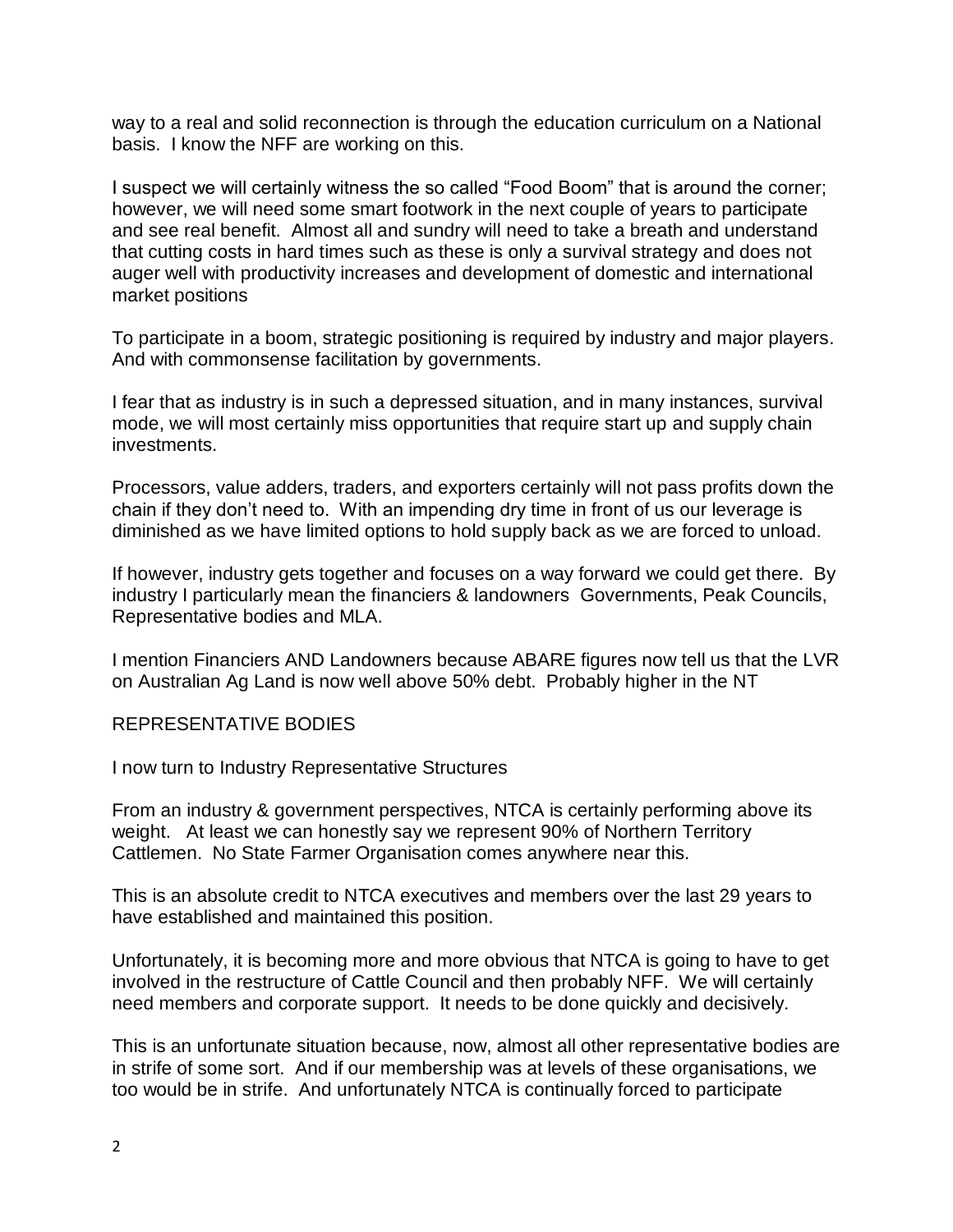way to a real and solid reconnection is through the education curriculum on a National basis. I know the NFF are working on this.

I suspect we will certainly witness the so called "Food Boom" that is around the corner; however, we will need some smart footwork in the next couple of years to participate and see real benefit. Almost all and sundry will need to take a breath and understand that cutting costs in hard times such as these is only a survival strategy and does not auger well with productivity increases and development of domestic and international market positions

To participate in a boom, strategic positioning is required by industry and major players. And with commonsense facilitation by governments.

I fear that as industry is in such a depressed situation, and in many instances, survival mode, we will most certainly miss opportunities that require start up and supply chain investments.

Processors, value adders, traders, and exporters certainly will not pass profits down the chain if they don't need to. With an impending dry time in front of us our leverage is diminished as we have limited options to hold supply back as we are forced to unload.

If however, industry gets together and focuses on a way forward we could get there. By industry I particularly mean the financiers & landowners Governments, Peak Councils, Representative bodies and MLA.

I mention Financiers AND Landowners because ABARE figures now tell us that the LVR on Australian Ag Land is now well above 50% debt. Probably higher in the NT

## REPRESENTATIVE BODIES

I now turn to Industry Representative Structures

From an industry & government perspectives, NTCA is certainly performing above its weight. At least we can honestly say we represent 90% of Northern Territory Cattlemen. No State Farmer Organisation comes anywhere near this.

This is an absolute credit to NTCA executives and members over the last 29 years to have established and maintained this position.

Unfortunately, it is becoming more and more obvious that NTCA is going to have to get involved in the restructure of Cattle Council and then probably NFF. We will certainly need members and corporate support. It needs to be done quickly and decisively.

This is an unfortunate situation because, now, almost all other representative bodies are in strife of some sort. And if our membership was at levels of these organisations, we too would be in strife. And unfortunately NTCA is continually forced to participate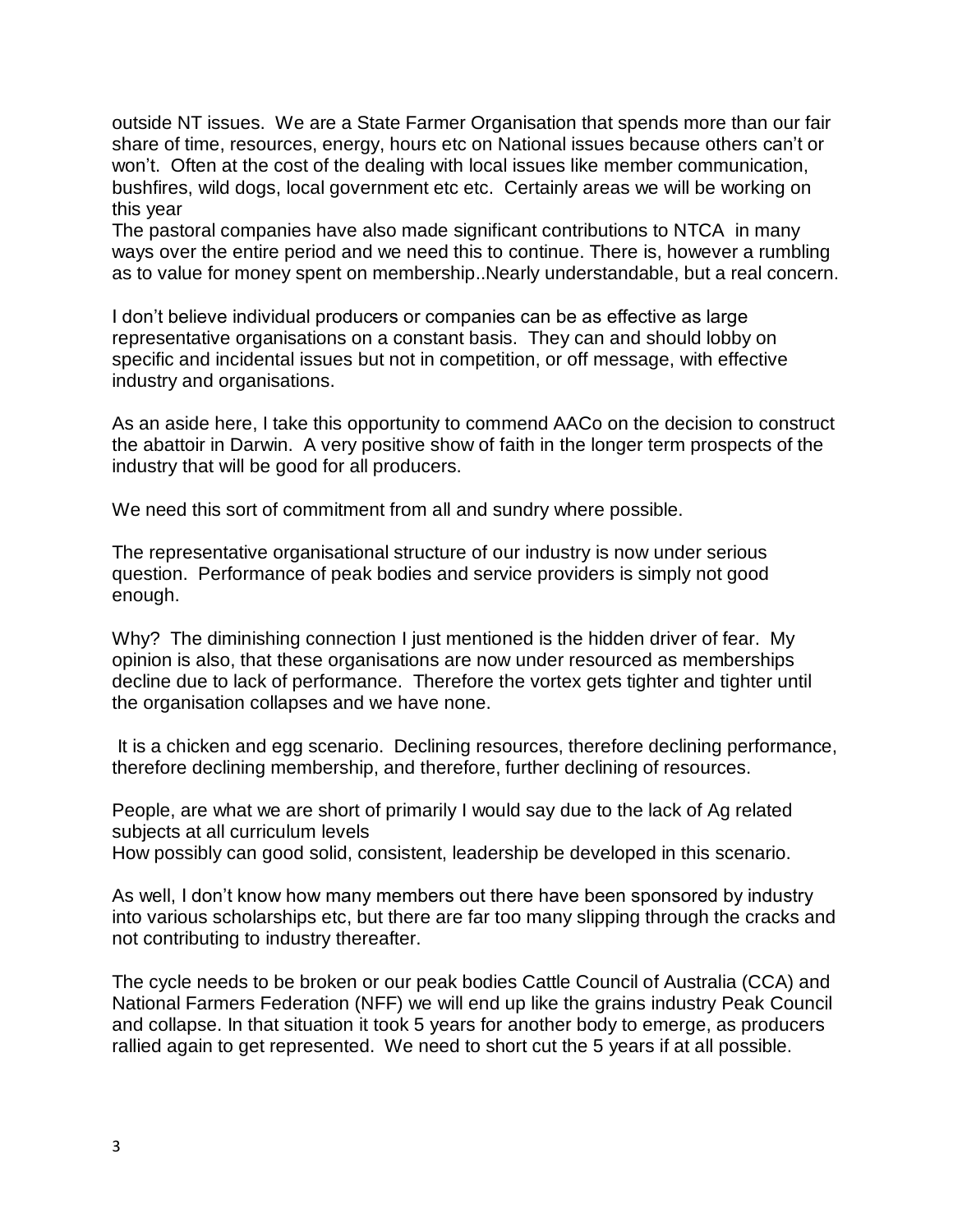outside NT issues. We are a State Farmer Organisation that spends more than our fair share of time, resources, energy, hours etc on National issues because others can't or won't. Often at the cost of the dealing with local issues like member communication, bushfires, wild dogs, local government etc etc. Certainly areas we will be working on this year

The pastoral companies have also made significant contributions to NTCA in many ways over the entire period and we need this to continue. There is, however a rumbling as to value for money spent on membership..Nearly understandable, but a real concern.

I don't believe individual producers or companies can be as effective as large representative organisations on a constant basis. They can and should lobby on specific and incidental issues but not in competition, or off message, with effective industry and organisations.

As an aside here, I take this opportunity to commend AACo on the decision to construct the abattoir in Darwin. A very positive show of faith in the longer term prospects of the industry that will be good for all producers.

We need this sort of commitment from all and sundry where possible.

The representative organisational structure of our industry is now under serious question. Performance of peak bodies and service providers is simply not good enough.

Why? The diminishing connection I just mentioned is the hidden driver of fear. My opinion is also, that these organisations are now under resourced as memberships decline due to lack of performance. Therefore the vortex gets tighter and tighter until the organisation collapses and we have none.

It is a chicken and egg scenario. Declining resources, therefore declining performance, therefore declining membership, and therefore, further declining of resources.

People, are what we are short of primarily I would say due to the lack of Ag related subjects at all curriculum levels
How possibly can good solid, consistent, leadership be developed in this scenario.

As well, I don't know how many members out there have been sponsored by industry into various scholarships etc, but there are far too many slipping through the cracks and not contributing to industry thereafter.

The cycle needs to be broken or our peak bodies Cattle Council of Australia (CCA) and National Farmers Federation (NFF) we will end up like the grains industry Peak Council and collapse. In that situation it took 5 years for another body to emerge, as producers rallied again to get represented. We need to short cut the 5 years if at all possible.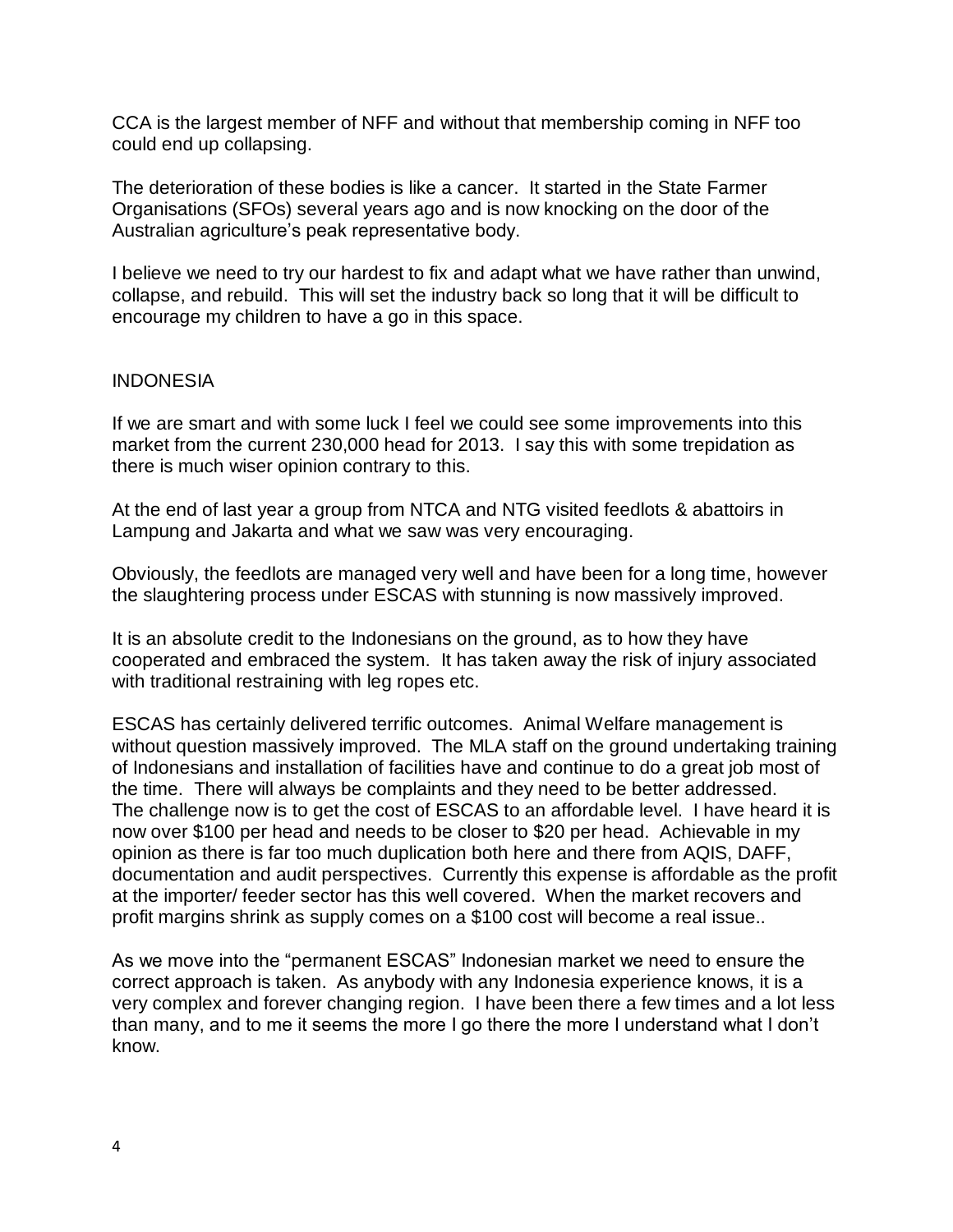CCA is the largest member of NFF and without that membership coming in NFF too could end up collapsing.

The deterioration of these bodies is like a cancer. It started in the State Farmer Organisations (SFOs) several years ago and is now knocking on the door of the Australian agriculture's peak representative body.

I believe we need to try our hardest to fix and adapt what we have rather than unwind, collapse, and rebuild. This will set the industry back so long that it will be difficult to encourage my children to have a go in this space.

## INDONESIA

If we are smart and with some luck I feel we could see some improvements into this market from the current 230,000 head for 2013. I say this with some trepidation as there is much wiser opinion contrary to this.

At the end of last year a group from NTCA and NTG visited feedlots & abattoirs in Lampung and Jakarta and what we saw was very encouraging.

Obviously, the feedlots are managed very well and have been for a long time, however the slaughtering process under ESCAS with stunning is now massively improved.

It is an absolute credit to the Indonesians on the ground, as to how they have cooperated and embraced the system. It has taken away the risk of injury associated with traditional restraining with leg ropes etc.

ESCAS has certainly delivered terrific outcomes. Animal Welfare management is without question massively improved. The MLA staff on the ground undertaking training of Indonesians and installation of facilities have and continue to do a great job most of the time. There will always be complaints and they need to be better addressed. The challenge now is to get the cost of ESCAS to an affordable level. I have heard it is now over $100 per head and needs to be closer to $20 per head. Achievable in my opinion as there is far too much duplication both here and there from AQIS, DAFF, documentation and audit perspectives. Currently this expense is affordable as the profit at the importer/ feeder sector has this well covered. When the market recovers and profit margins shrink as supply comes on a $100 cost will become a real issue..

As we move into the "permanent ESCAS" Indonesian market we need to ensure the correct approach is taken. As anybody with any Indonesia experience knows, it is a very complex and forever changing region. I have been there a few times and a lot less than many, and to me it seems the more I go there the more I understand what I don't know.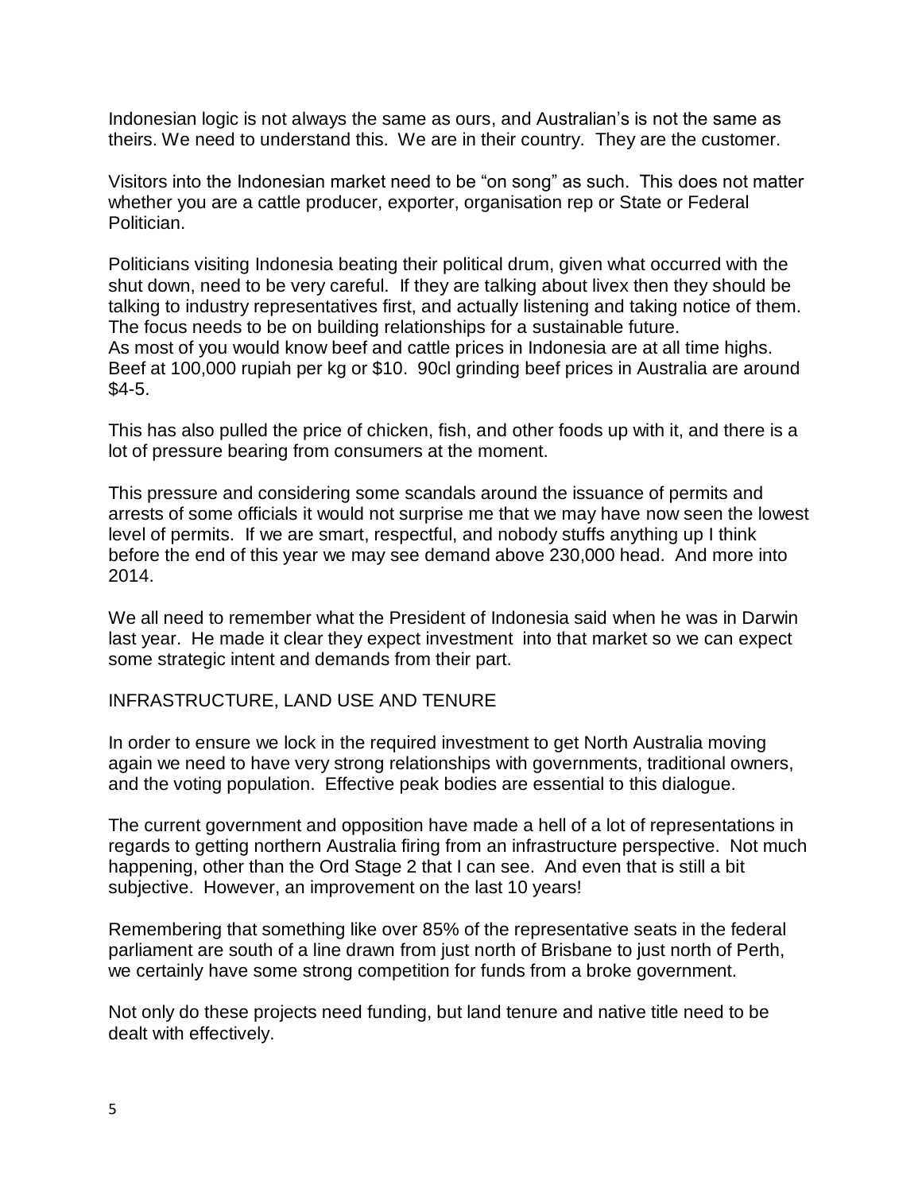Indonesian logic is not always the same as ours, and Australian's is not the same as theirs. We need to understand this. We are in their country. They are the customer.

Visitors into the Indonesian market need to be "on song" as such. This does not matter whether you are a cattle producer, exporter, organisation rep or State or Federal Politician.

Politicians visiting Indonesia beating their political drum, given what occurred with the shut down, need to be very careful. If they are talking about livex then they should be talking to industry representatives first, and actually listening and taking notice of them. The focus needs to be on building relationships for a sustainable future.
As most of you would know beef and cattle prices in Indonesia are at all time highs. Beef at 100,000 rupiah per kg or $10. 90cl grinding beef prices in Australia are around $4-5.

This has also pulled the price of chicken, fish, and other foods up with it, and there is a lot of pressure bearing from consumers at the moment.

This pressure and considering some scandals around the issuance of permits and arrests of some officials it would not surprise me that we may have now seen the lowest level of permits. If we are smart, respectful, and nobody stuffs anything up I think before the end of this year we may see demand above 230,000 head. And more into 2014.

We all need to remember what the President of Indonesia said when he was in Darwin last year. He made it clear they expect investment into that market so we can expect some strategic intent and demands from their part.

## INFRASTRUCTURE, LAND USE AND TENURE

In order to ensure we lock in the required investment to get North Australia moving again we need to have very strong relationships with governments, traditional owners, and the voting population. Effective peak bodies are essential to this dialogue.

The current government and opposition have made a hell of a lot of representations in regards to getting northern Australia firing from an infrastructure perspective. Not much happening, other than the Ord Stage 2 that I can see. And even that is still a bit subjective. However, an improvement on the last 10 years!

Remembering that something like over 85% of the representative seats in the federal parliament are south of a line drawn from just north of Brisbane to just north of Perth, we certainly have some strong competition for funds from a broke government.

Not only do these projects need funding, but land tenure and native title need to be dealt with effectively.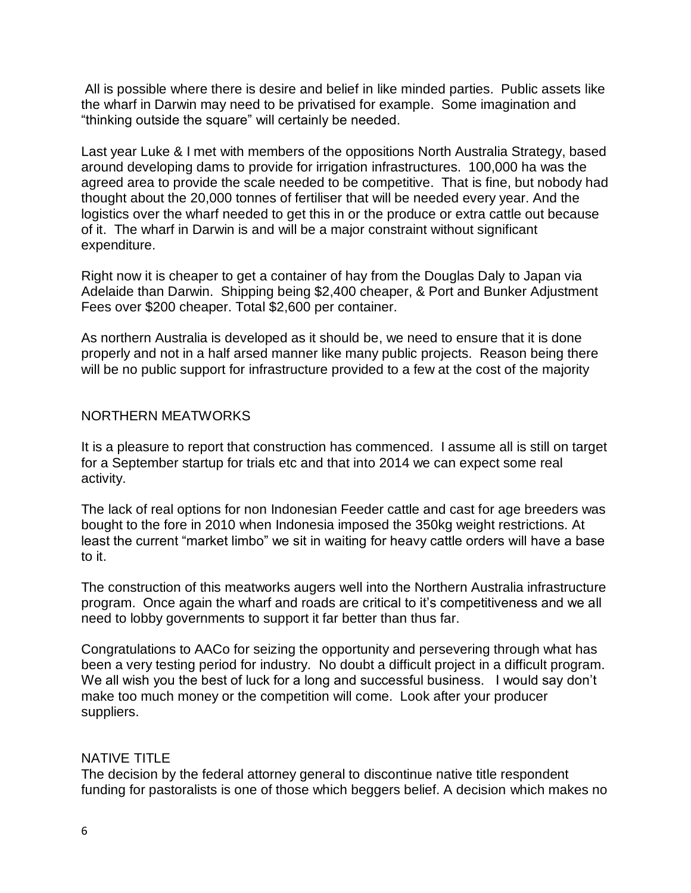All is possible where there is desire and belief in like minded parties. Public assets like the wharf in Darwin may need to be privatised for example. Some imagination and "thinking outside the square" will certainly be needed.

Last year Luke & I met with members of the oppositions North Australia Strategy, based around developing dams to provide for irrigation infrastructures. 100,000 ha was the agreed area to provide the scale needed to be competitive. That is fine, but nobody had thought about the 20,000 tonnes of fertiliser that will be needed every year. And the logistics over the wharf needed to get this in or the produce or extra cattle out because of it. The wharf in Darwin is and will be a major constraint without significant expenditure.

Right now it is cheaper to get a container of hay from the Douglas Daly to Japan via Adelaide than Darwin. Shipping being $2,400 cheaper, & Port and Bunker Adjustment Fees over $200 cheaper. Total $2,600 per container.

As northern Australia is developed as it should be, we need to ensure that it is done properly and not in a half arsed manner like many public projects. Reason being there will be no public support for infrastructure provided to a few at the cost of the majority

## NORTHERN MEATWORKS

It is a pleasure to report that construction has commenced. I assume all is still on target for a September startup for trials etc and that into 2014 we can expect some real activity.

The lack of real options for non Indonesian Feeder cattle and cast for age breeders was bought to the fore in 2010 when Indonesia imposed the 350kg weight restrictions. At least the current "market limbo" we sit in waiting for heavy cattle orders will have a base to it.

The construction of this meatworks augers well into the Northern Australia infrastructure program. Once again the wharf and roads are critical to it's competitiveness and we all need to lobby governments to support it far better than thus far.

Congratulations to AACo for seizing the opportunity and persevering through what has been a very testing period for industry. No doubt a difficult project in a difficult program. We all wish you the best of luck for a long and successful business. I would say don't make too much money or the competition will come. Look after your producer suppliers.

## NATIVE TITLE

The decision by the federal attorney general to discontinue native title respondent funding for pastoralists is one of those which beggers belief. A decision which makes no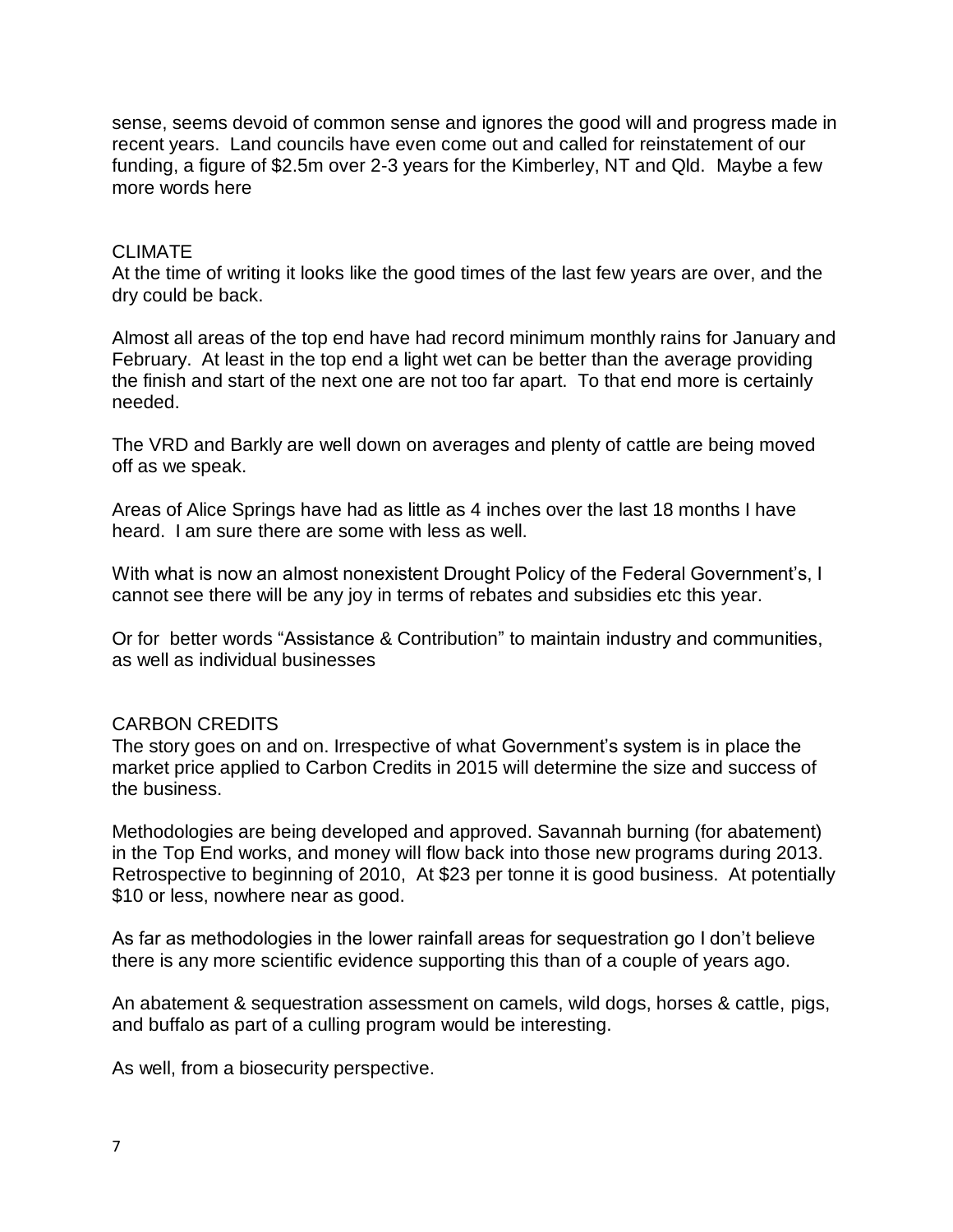sense, seems devoid of common sense and ignores the good will and progress made in recent years. Land councils have even come out and called for reinstatement of our funding, a figure of $2.5m over 2-3 years for the Kimberley, NT and Qld. Maybe a few more words here

## CLIMATE

At the time of writing it looks like the good times of the last few years are over, and the dry could be back.

Almost all areas of the top end have had record minimum monthly rains for January and February. At least in the top end a light wet can be better than the average providing the finish and start of the next one are not too far apart. To that end more is certainly needed.

The VRD and Barkly are well down on averages and plenty of cattle are being moved off as we speak.

Areas of Alice Springs have had as little as 4 inches over the last 18 months I have heard. I am sure there are some with less as well.

With what is now an almost nonexistent Drought Policy of the Federal Government's, I cannot see there will be any joy in terms of rebates and subsidies etc this year.

Or for better words "Assistance & Contribution" to maintain industry and communities, as well as individual businesses

## CARBON CREDITS

The story goes on and on. Irrespective of what Government's system is in place the market price applied to Carbon Credits in 2015 will determine the size and success of the business.

Methodologies are being developed and approved. Savannah burning (for abatement) in the Top End works, and money will flow back into those new programs during 2013. Retrospective to beginning of 2010, At $23 per tonne it is good business. At potentially $10 or less, nowhere near as good.

As far as methodologies in the lower rainfall areas for sequestration go I don't believe there is any more scientific evidence supporting this than of a couple of years ago.

An abatement & sequestration assessment on camels, wild dogs, horses & cattle, pigs, and buffalo as part of a culling program would be interesting.

As well, from a biosecurity perspective.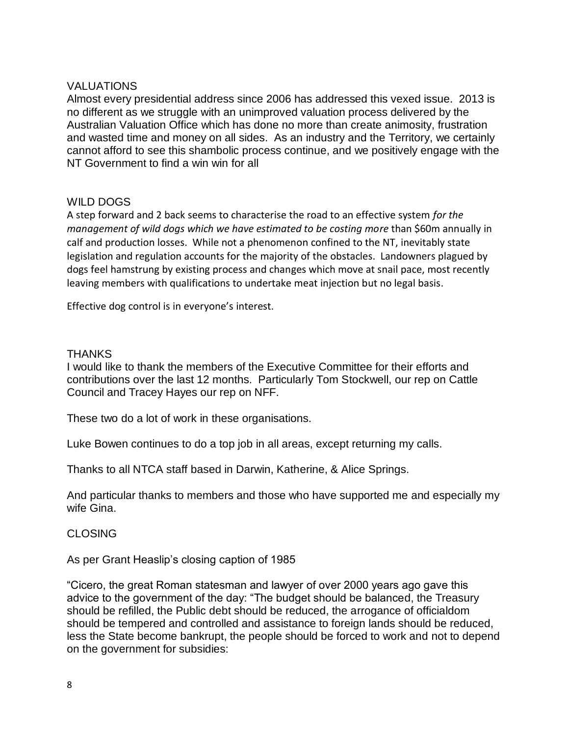## VALUATIONS

Almost every presidential address since 2006 has addressed this vexed issue. 2013 is no different as we struggle with an unimproved valuation process delivered by the Australian Valuation Office which has done no more than create animosity, frustration and wasted time and money on all sides. As an industry and the Territory, we certainly cannot afford to see this shambolic process continue, and we positively engage with the NT Government to find a win win for all

## WILD DOGS

A step forward and 2 back seems to characterise the road to an effective system *for the management of wild dogs which we have estimated to be costing more* than $60m annually in calf and production losses. While not a phenomenon confined to the NT, inevitably state legislation and regulation accounts for the majority of the obstacles. Landowners plagued by dogs feel hamstrung by existing process and changes which move at snail pace, most recently leaving members with qualifications to undertake meat injection but no legal basis.

Effective dog control is in everyone's interest.

## THANKS

I would like to thank the members of the Executive Committee for their efforts and contributions over the last 12 months. Particularly Tom Stockwell, our rep on Cattle Council and Tracey Hayes our rep on NFF.

These two do a lot of work in these organisations.

Luke Bowen continues to do a top job in all areas, except returning my calls.

Thanks to all NTCA staff based in Darwin, Katherine, & Alice Springs.

And particular thanks to members and those who have supported me and especially my wife Gina.

## CLOSING

As per Grant Heaslip's closing caption of 1985

"Cicero, the great Roman statesman and lawyer of over 2000 years ago gave this advice to the government of the day: "The budget should be balanced, the Treasury should be refilled, the Public debt should be reduced, the arrogance of officialdom should be tempered and controlled and assistance to foreign lands should be reduced, less the State become bankrupt, the people should be forced to work and not to depend on the government for subsidies: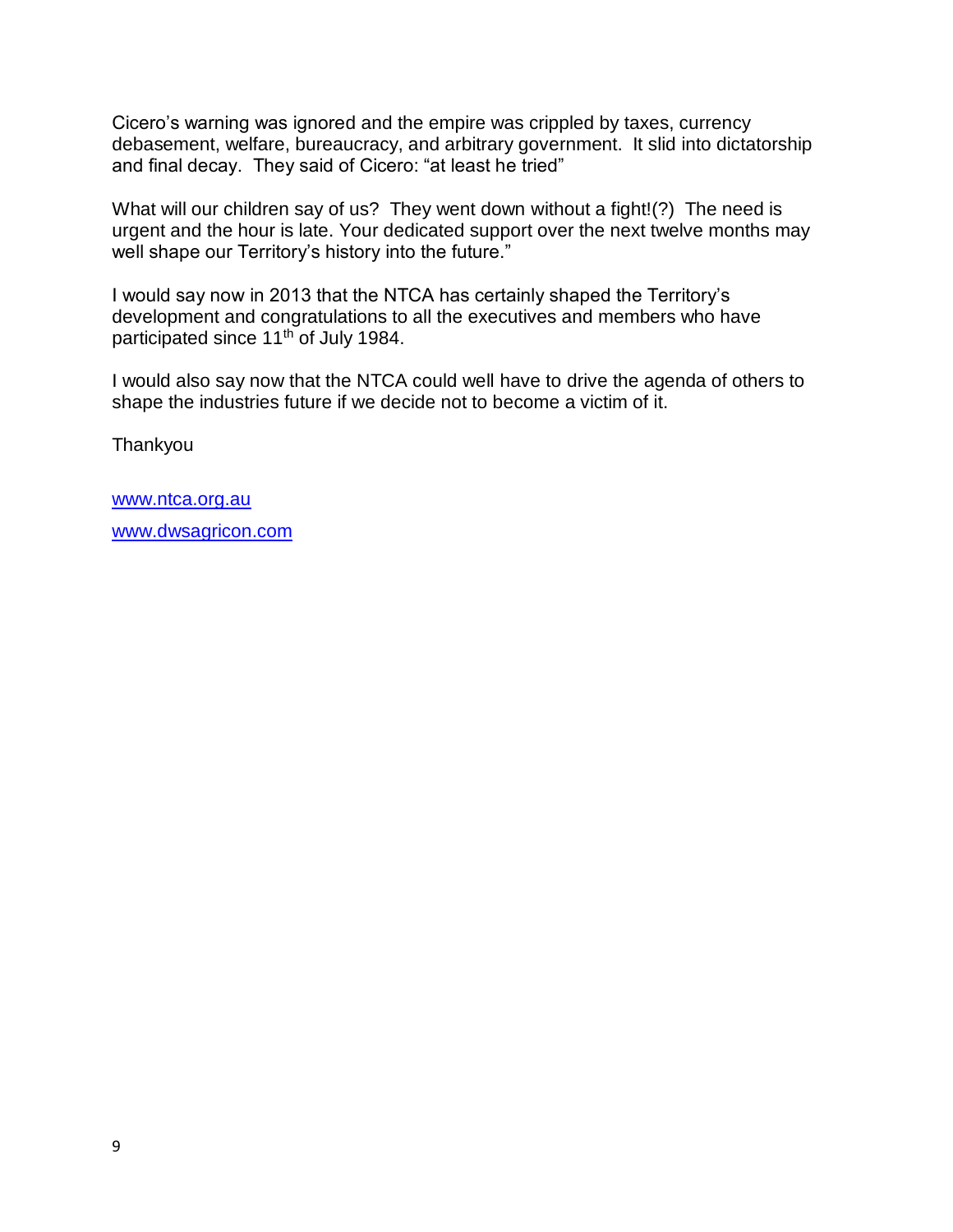Cicero's warning was ignored and the empire was crippled by taxes, currency debasement, welfare, bureaucracy, and arbitrary government. It slid into dictatorship and final decay. They said of Cicero: "at least he tried"

What will our children say of us? They went down without a fight!(?) The need is urgent and the hour is late. Your dedicated support over the next twelve months may well shape our Territory's history into the future."

I would say now in 2013 that the NTCA has certainly shaped the Territory's development and congratulations to all the executives and members who have participated since 11th of July 1984.

I would also say now that the NTCA could well have to drive the agenda of others to shape the industries future if we decide not to become a victim of it.

Thankyou

www.ntca.org.au

www.dwsagricon.com